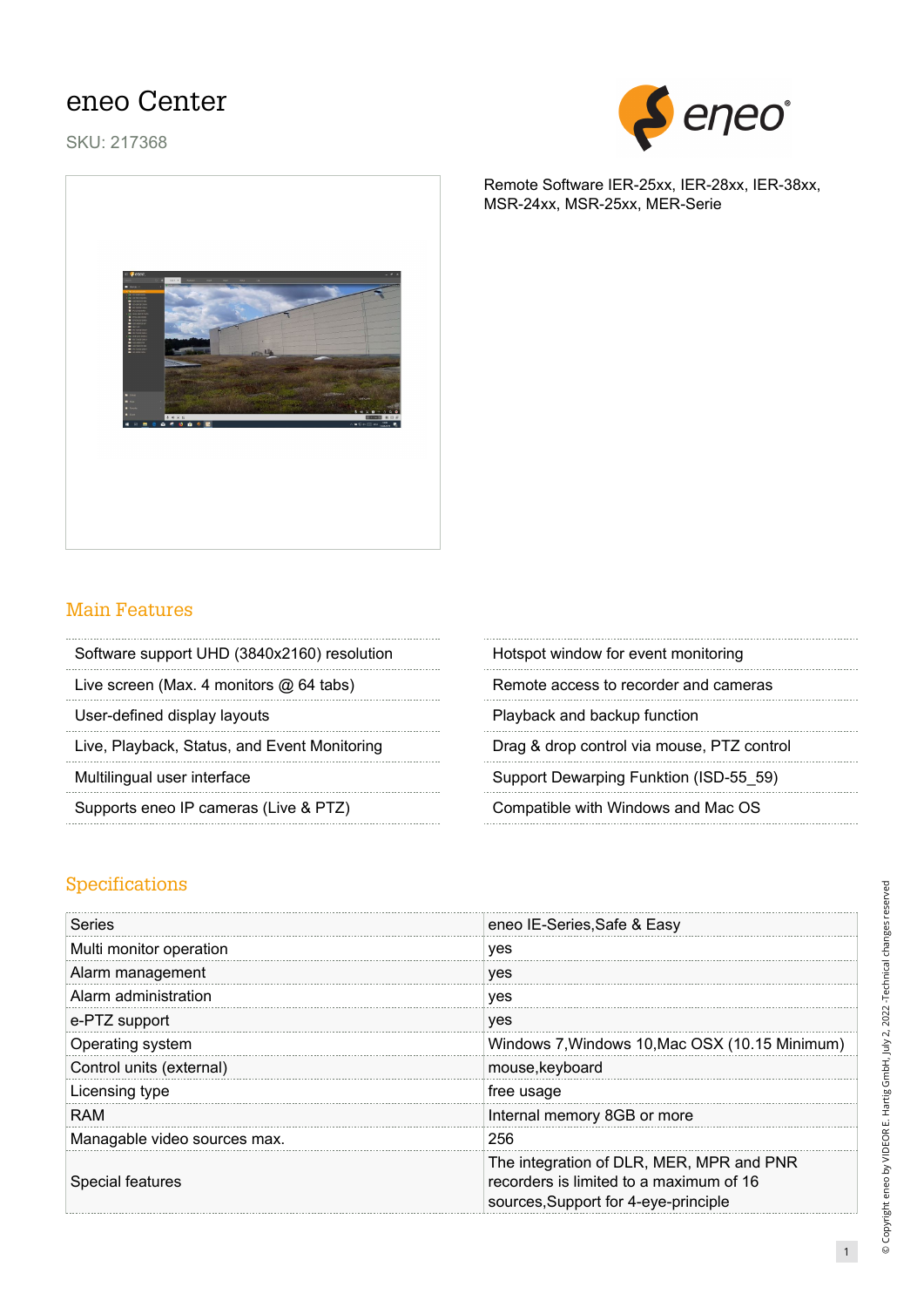# eneo Center

SKU: 217368

Remote Software IER-25xx, IER-28xx, IER-38xx, MSR-24xx, MSR-25xx, MER-Serie

## Main Features

- Software support UHD (3840x2160) resolution
- Live screen (Max. 4 monitors @ 64 tabs)
- User-defined display layouts
- Live, Playback, Status, and Event Monitoring
- Multilingual user interface
- Supports eneo IP cameras (Live & PTZ)
- Hotspot window for event monitoring
- Remote access to recorder and cameras
- Playback and backup function
- Drag & drop control via mouse, PTZ control
- Support Dewarping Funktion (ISD-55_59)
- Compatible with Windows and Mac OS

## Specifications

| | |
|---|---|
| Series | eneo IE-Series,Safe & Easy |
| Multi monitor operation | yes |
| Alarm management | yes |
| Alarm administration | yes |
| e-PTZ support | yes |
| Operating system | Windows 7,Windows 10,Mac OSX (10.15 Minimum) |
| Control units (external) | mouse,keyboard |
| Licensing type | free usage |
| RAM | Internal memory 8GB or more |
| Managable video sources max. | 256 |
| Special features | The integration of DLR, MER, MPR and PNR recorders is limited to a maximum of 16 sources,Support for 4-eye-principle |

© Copyright eneo by VIDEOR E. Hartig GmbH, July 2, 2022 -Technical changes reserved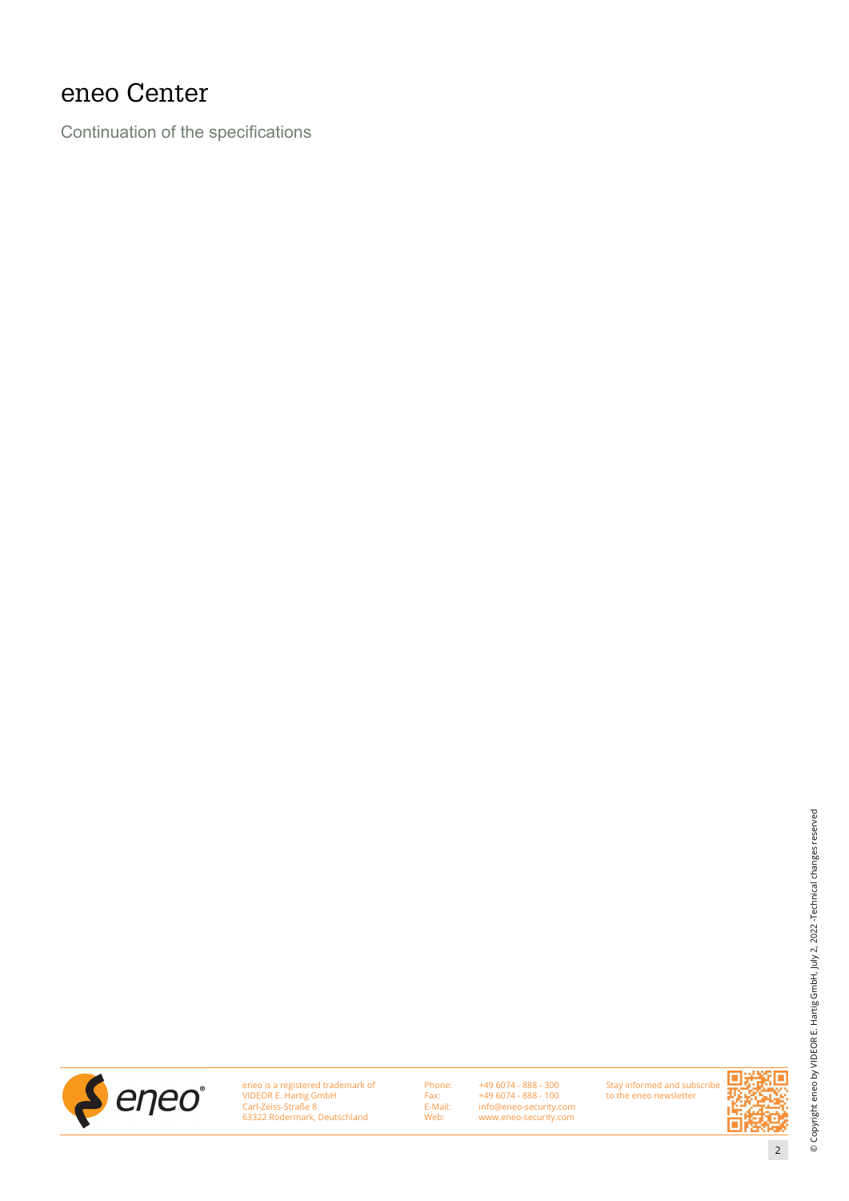# eneo Center

Continuation of the specifications